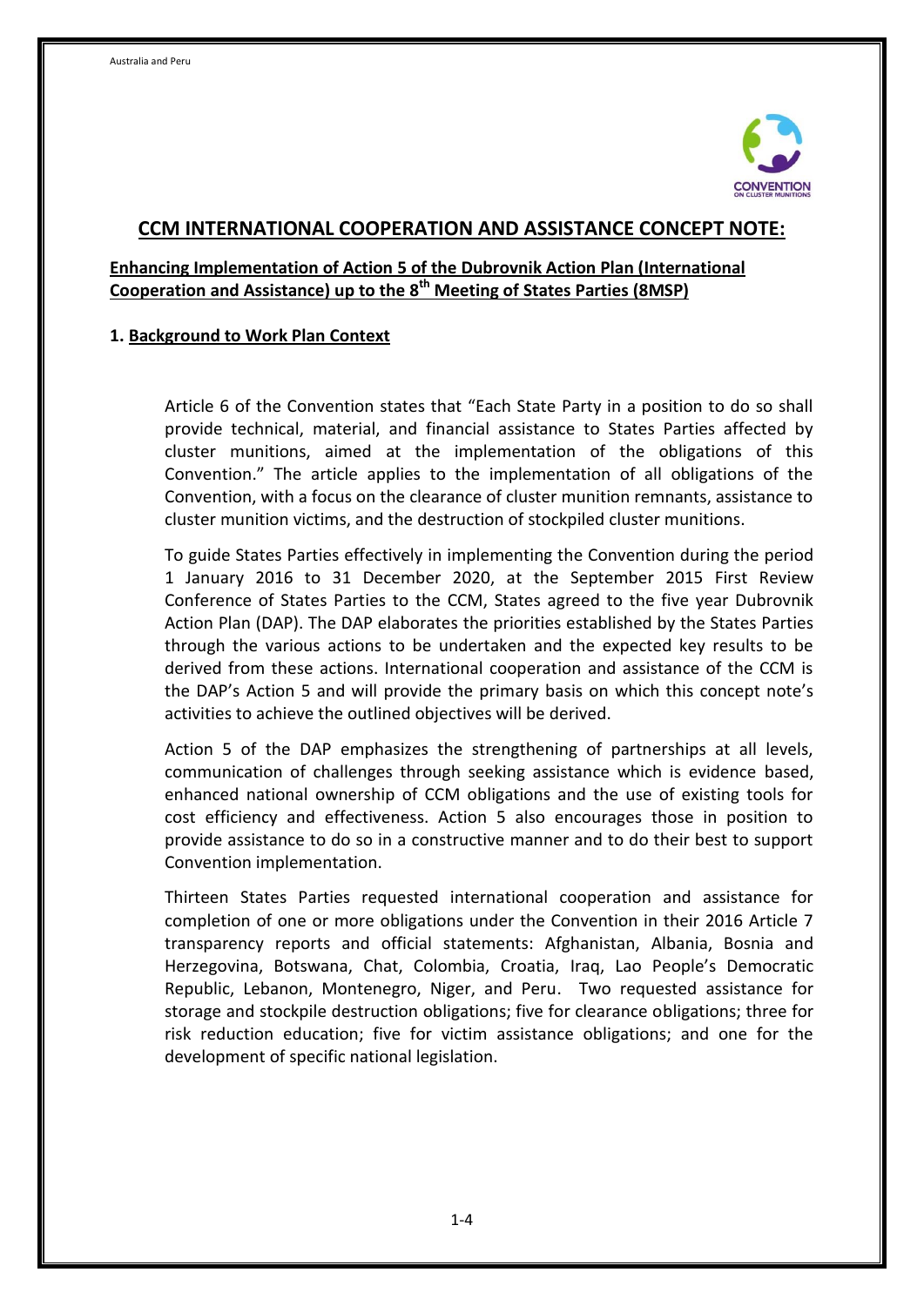# CCM INTERNATIONAL COOPERATION AND ASSISTANCE CONCEPT NOTE:

## Enhancing Implementation of Action 5 of the Dubrovnik Action Plan (International Cooperation and Assistance) up to the 8th Meeting of States Parties (8MSP)

### 1. Background to Work Plan Context

Article 6 of the Convention states that "Each State Party in a position to do so shall provide technical, material, and financial assistance to States Parties affected by cluster munitions, aimed at the implementation of the obligations of this Convention." The article applies to the implementation of all obligations of the Convention, with a focus on the clearance of cluster munition remnants, assistance to cluster munition victims, and the destruction of stockpiled cluster munitions.

To guide States Parties effectively in implementing the Convention during the period 1 January 2016 to 31 December 2020, at the September 2015 First Review Conference of States Parties to the CCM, States agreed to the five year Dubrovnik Action Plan (DAP). The DAP elaborates the priorities established by the States Parties through the various actions to be undertaken and the expected key results to be derived from these actions. International cooperation and assistance of the CCM is the DAP's Action 5 and will provide the primary basis on which this concept note's activities to achieve the outlined objectives will be derived.

Action 5 of the DAP emphasizes the strengthening of partnerships at all levels, communication of challenges through seeking assistance which is evidence based, enhanced national ownership of CCM obligations and the use of existing tools for cost efficiency and effectiveness. Action 5 also encourages those in position to provide assistance to do so in a constructive manner and to do their best to support Convention implementation.

Thirteen States Parties requested international cooperation and assistance for completion of one or more obligations under the Convention in their 2016 Article 7 transparency reports and official statements: Afghanistan, Albania, Bosnia and Herzegovina, Botswana, Chat, Colombia, Croatia, Iraq, Lao People's Democratic Republic, Lebanon, Montenegro, Niger, and Peru. Two requested assistance for storage and stockpile destruction obligations; five for clearance obligations; three for risk reduction education; five for victim assistance obligations; and one for the development of specific national legislation.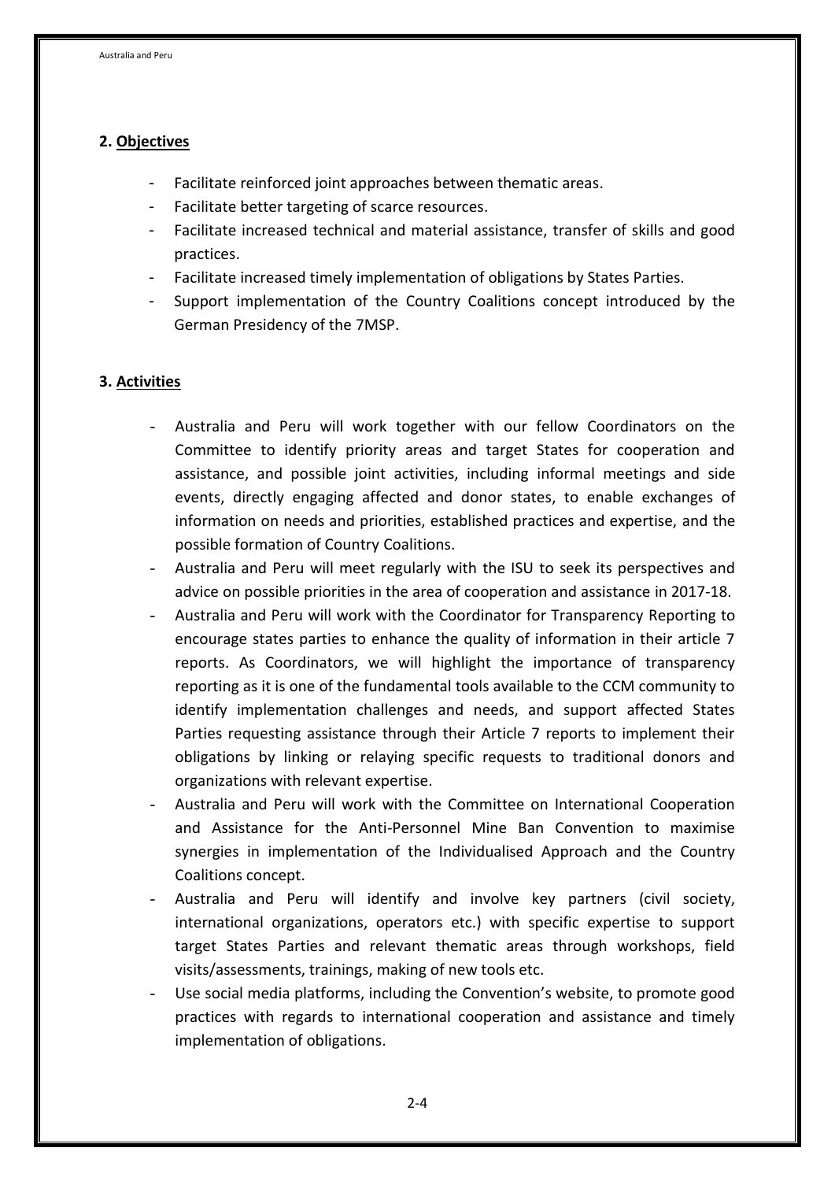## 2. Objectives

- Facilitate reinforced joint approaches between thematic areas.
- Facilitate better targeting of scarce resources.
- Facilitate increased technical and material assistance, transfer of skills and good practices.
- Facilitate increased timely implementation of obligations by States Parties.
- Support implementation of the Country Coalitions concept introduced by the German Presidency of the 7MSP.

## 3. Activities

- Australia and Peru will work together with our fellow Coordinators on the Committee to identify priority areas and target States for cooperation and assistance, and possible joint activities, including informal meetings and side events, directly engaging affected and donor states, to enable exchanges of information on needs and priorities, established practices and expertise, and the possible formation of Country Coalitions.
- Australia and Peru will meet regularly with the ISU to seek its perspectives and advice on possible priorities in the area of cooperation and assistance in 2017-18.
- Australia and Peru will work with the Coordinator for Transparency Reporting to encourage states parties to enhance the quality of information in their article 7 reports. As Coordinators, we will highlight the importance of transparency reporting as it is one of the fundamental tools available to the CCM community to identify implementation challenges and needs, and support affected States Parties requesting assistance through their Article 7 reports to implement their obligations by linking or relaying specific requests to traditional donors and organizations with relevant expertise.
- Australia and Peru will work with the Committee on International Cooperation and Assistance for the Anti-Personnel Mine Ban Convention to maximise synergies in implementation of the Individualised Approach and the Country Coalitions concept.
- Australia and Peru will identify and involve key partners (civil society, international organizations, operators etc.) with specific expertise to support target States Parties and relevant thematic areas through workshops, field visits/assessments, trainings, making of new tools etc.
- Use social media platforms, including the Convention's website, to promote good practices with regards to international cooperation and assistance and timely implementation of obligations.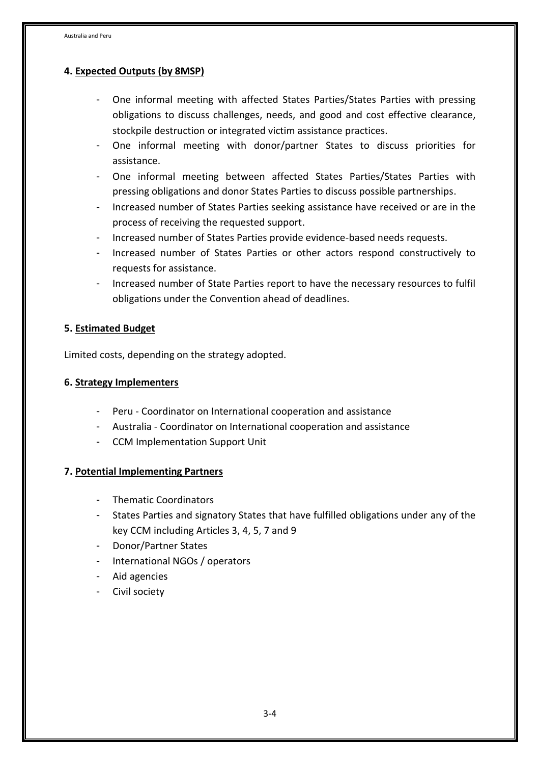## 4. Expected Outputs (by 8MSP)

- One informal meeting with affected States Parties/States Parties with pressing obligations to discuss challenges, needs, and good and cost effective clearance, stockpile destruction or integrated victim assistance practices.
- One informal meeting with donor/partner States to discuss priorities for assistance.
- One informal meeting between affected States Parties/States Parties with pressing obligations and donor States Parties to discuss possible partnerships.
- Increased number of States Parties seeking assistance have received or are in the process of receiving the requested support.
- Increased number of States Parties provide evidence-based needs requests.
- Increased number of States Parties or other actors respond constructively to requests for assistance.
- Increased number of State Parties report to have the necessary resources to fulfil obligations under the Convention ahead of deadlines.

## 5. Estimated Budget

Limited costs, depending on the strategy adopted.

## 6. Strategy Implementers

- Peru - Coordinator on International cooperation and assistance
- Australia - Coordinator on International cooperation and assistance
- CCM Implementation Support Unit

## 7. Potential Implementing Partners

- Thematic Coordinators
- States Parties and signatory States that have fulfilled obligations under any of the key CCM including Articles 3, 4, 5, 7 and 9
- Donor/Partner States
- International NGOs / operators
- Aid agencies
- Civil society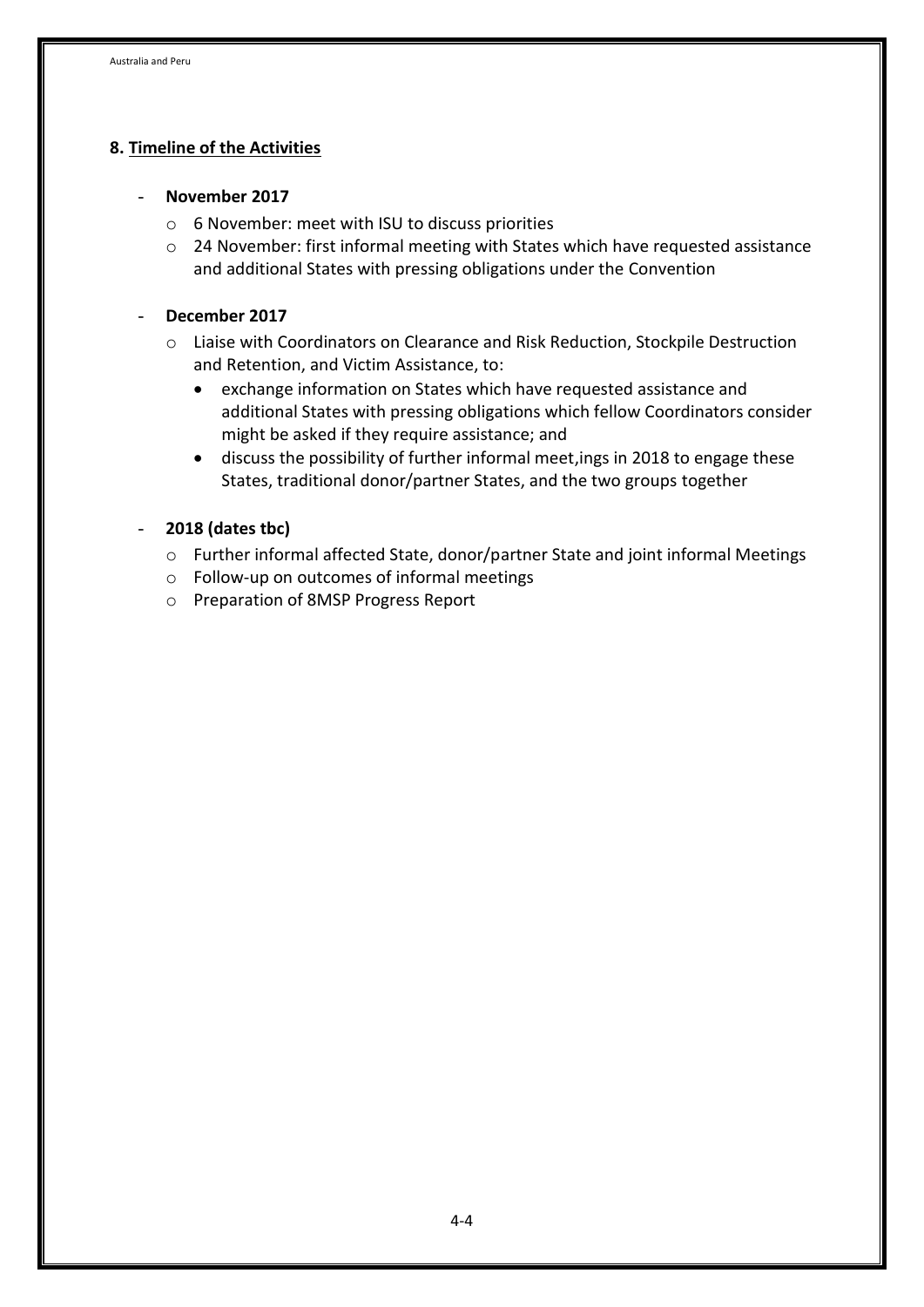## 8. Timeline of the Activities

- **November 2017**
  - 6 November: meet with ISU to discuss priorities
  - 24 November: first informal meeting with States which have requested assistance and additional States with pressing obligations under the Convention

- **December 2017**
  - Liaise with Coordinators on Clearance and Risk Reduction, Stockpile Destruction and Retention, and Victim Assistance, to:
    - exchange information on States which have requested assistance and additional States with pressing obligations which fellow Coordinators consider might be asked if they require assistance; and
    - discuss the possibility of further informal meet,ings in 2018 to engage these States, traditional donor/partner States, and the two groups together

- **2018 (dates tbc)**
  - Further informal affected State, donor/partner State and joint informal Meetings
  - Follow-up on outcomes of informal meetings
  - Preparation of 8MSP Progress Report